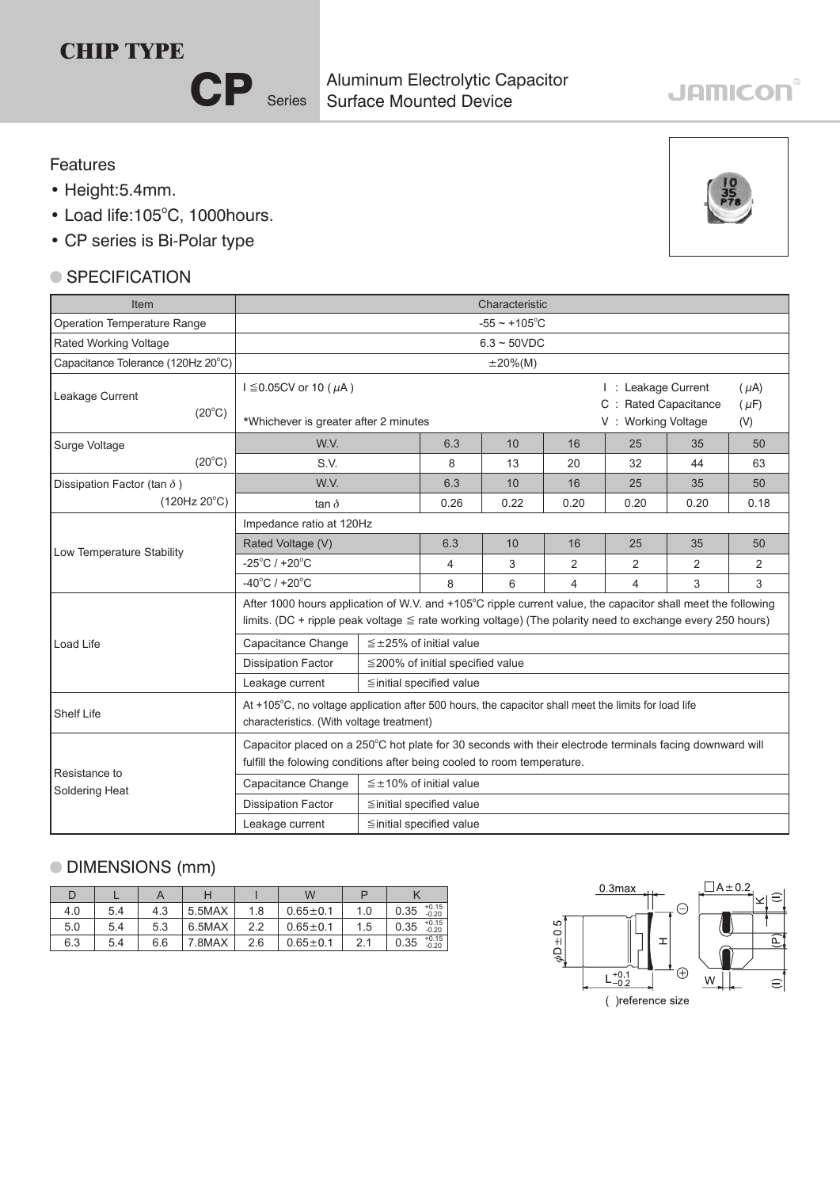# CHIP TYPE

## CP Series

Aluminum Electrolytic Capacitor
Surface Mounted Device

JAMICON®

### Features

- Height:5.4mm.
- Load life:105°C, 1000hours.
- CP series is Bi-Polar type

### SPECIFICATION

| Item | Characteristic | | | | | | |
|---|---|---|---|---|---|---|---|
| Operation Temperature Range | -55 ~ +105°C | | | | | | |
| Rated Working Voltage | 6.3 ~ 50VDC | | | | | | |
| Capacitance Tolerance (120Hz 20°C) | ±20%(M) | | | | | | |
| Leakage Current (20°C) | I ≦0.05CV or 10 ($\mu$A) *Whichever is greater after 2 minutes — I : Leakage Current ($\mu$A); C : Rated Capacitance ($\mu$F); V : Working Voltage (V) | | | | | | |
| Surge Voltage (20°C) | W.V. | 6.3 | 10 | 16 | 25 | 35 | 50 |
| | S.V. | 8 | 13 | 20 | 32 | 44 | 63 |
| Dissipation Factor (tan $\delta$) (120Hz 20°C) | W.V. | 6.3 | 10 | 16 | 25 | 35 | 50 |
| | tan $\delta$ | 0.26 | 0.22 | 0.20 | 0.20 | 0.20 | 0.18 |
| Low Temperature Stability | Impedance ratio at 120Hz | | | | | | |
| | Rated Voltage (V) | 6.3 | 10 | 16 | 25 | 35 | 50 |
| | -25°C / +20°C | 4 | 3 | 2 | 2 | 2 | 2 |
| | -40°C / +20°C | 8 | 6 | 4 | 4 | 3 | 3 |
| Load Life | After 1000 hours application of W.V. and +105°C ripple current value, the capacitor shall meet the following limits. (DC + ripple peak voltage ≦ rate working voltage) (The polarity need to exchange every 250 hours) | | | | | | |
| | Capacitance Change | ≦±25% of initial value | | | | | |
| | Dissipation Factor | ≦200% of initial specified value | | | | | |
| | Leakage current | ≦initial specified value | | | | | |
| Shelf Life | At +105°C, no voltage application after 500 hours, the capacitor shall meet the limits for load life characteristics. (With voltage treatment) | | | | | | |
| Resistance to Soldering Heat | Capacitor placed on a 250°C hot plate for 30 seconds with their electrode terminals facing downward will fulfill the folowing conditions after being cooled to room temperature. | | | | | | |
| | Capacitance Change | ≦±10% of initial value | | | | | |
| | Dissipation Factor | ≦initial specified value | | | | | |
| | Leakage current | ≦initial specified value | | | | | |

### DIMENSIONS (mm)

| D | L | A | H | I | W | P | K |
|---|---|---|---|---|---|---|---|
| 4.0 | 5.4 | 4.3 | 5.5MAX | 1.8 | 0.65±0.1 | 1.0 | 0.35 $^{+0.15}_{-0.20}$ |
| 5.0 | 5.4 | 5.3 | 6.5MAX | 2.2 | 0.65±0.1 | 1.5 | 0.35 $^{+0.15}_{-0.20}$ |
| 6.3 | 5.4 | 6.6 | 7.8MAX | 2.6 | 0.65±0.1 | 2.1 | 0.35 $^{+0.15}_{-0.20}$ |

0.3max, $\phi$D±0.5, H, L $^{+0.1}_{-0.2}$, A±0.2, K, (I), (P), W

( )reference size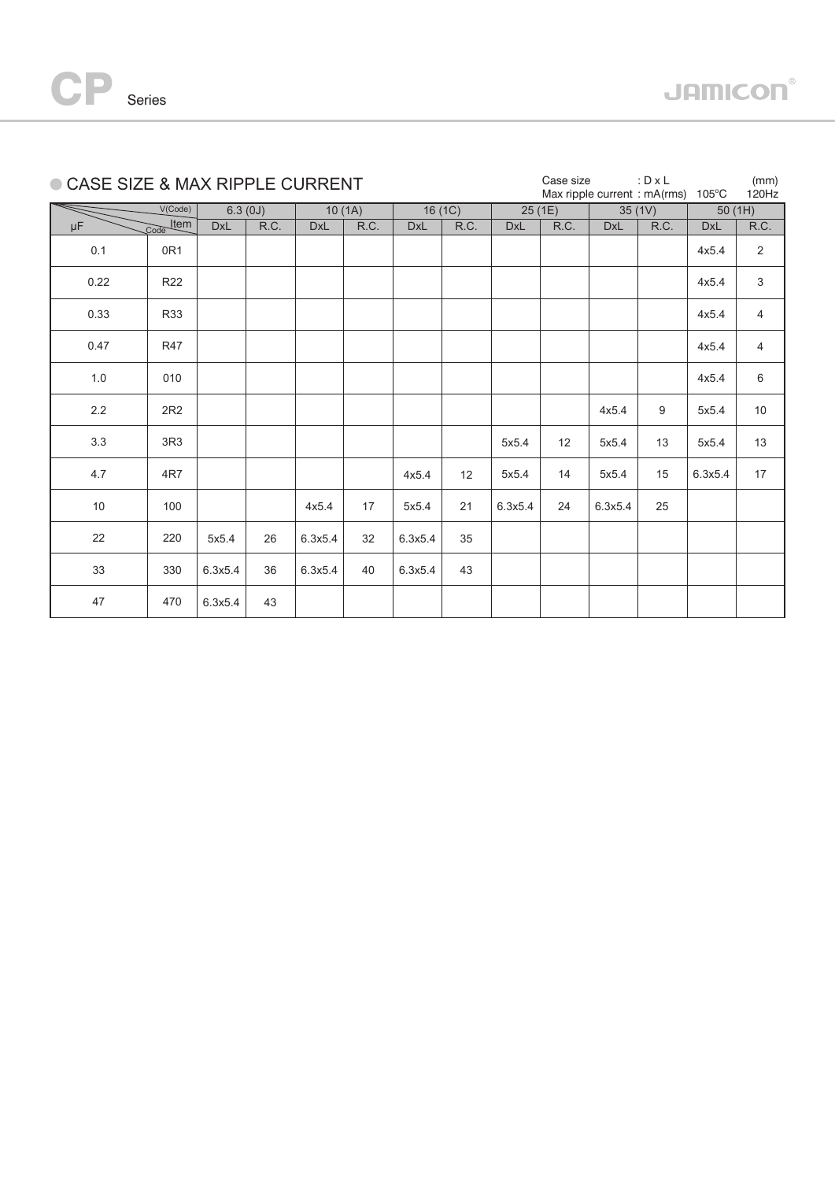## ● CASE SIZE & MAX RIPPLE CURRENT

Case size : D x L (mm)
Max ripple current : mA(rms) 105°C 120Hz

| μF \ Item | V(Code) \ Code | 6.3 (0J) | | 10 (1A) | | 16 (1C) | | 25 (1E) | | 35 (1V) | | 50 (1H) | |
|---|---|---|---|---|---|---|---|---|---|---|---|---|---|
| | | DxL | R.C. | DxL | R.C. | DxL | R.C. | DxL | R.C. | DxL | R.C. | DxL | R.C. |
| 0.1 | 0R1 | | | | | | | | | | | 4x5.4 | 2 |
| 0.22 | R22 | | | | | | | | | | | 4x5.4 | 3 |
| 0.33 | R33 | | | | | | | | | | | 4x5.4 | 4 |
| 0.47 | R47 | | | | | | | | | | | 4x5.4 | 4 |
| 1.0 | 010 | | | | | | | | | | | 4x5.4 | 6 |
| 2.2 | 2R2 | | | | | | | | | 4x5.4 | 9 | 5x5.4 | 10 |
| 3.3 | 3R3 | | | | | | | 5x5.4 | 12 | 5x5.4 | 13 | 5x5.4 | 13 |
| 4.7 | 4R7 | | | | | 4x5.4 | 12 | 5x5.4 | 14 | 5x5.4 | 15 | 6.3x5.4 | 17 |
| 10 | 100 | | | 4x5.4 | 17 | 5x5.4 | 21 | 6.3x5.4 | 24 | 6.3x5.4 | 25 | | |
| 22 | 220 | 5x5.4 | 26 | 6.3x5.4 | 32 | 6.3x5.4 | 35 | | | | | | |
| 33 | 330 | 6.3x5.4 | 36 | 6.3x5.4 | 40 | 6.3x5.4 | 43 | | | | | | |
| 47 | 470 | 6.3x5.4 | 43 | | | | | | | | | | |